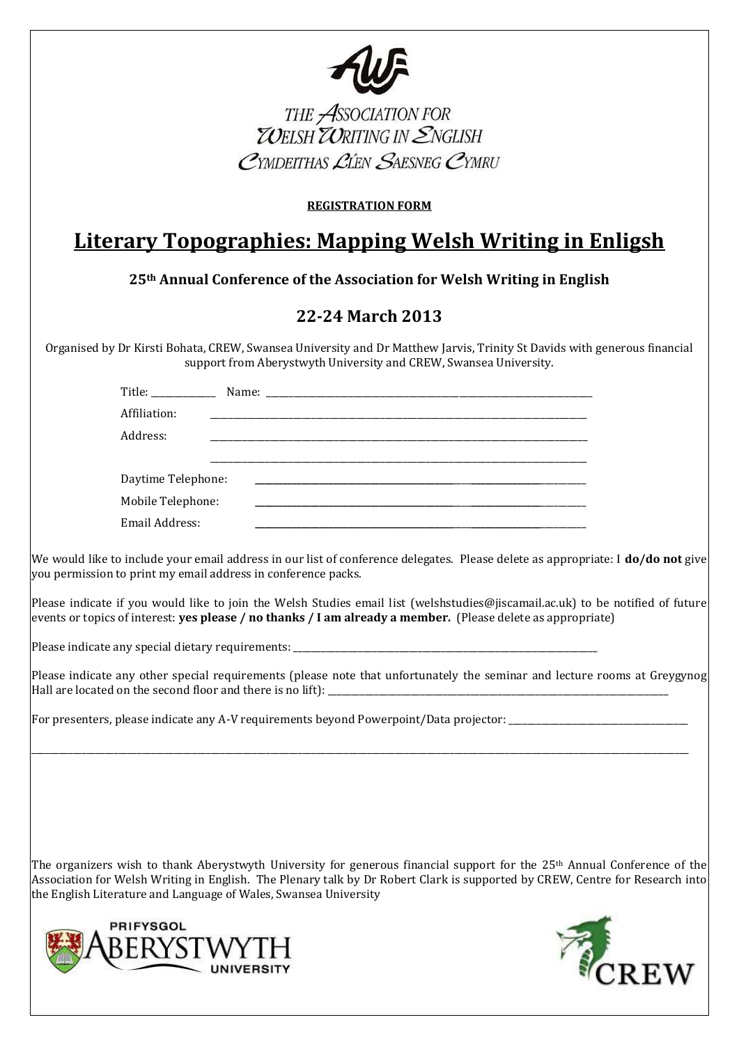THE ASSOCIATION FOR WELSH WRITING IN ENGLISH
CYMDEITHAS LÊN SAESNEG CYMRU

**REGISTRATION FORM**

# Literary Topographies: Mapping Welsh Writing in Enligsh

### 25th Annual Conference of the Association for Welsh Writing in English

## 22-24 March 2013

Organised by Dr Kirsti Bohata, CREW, Swansea University and Dr Matthew Jarvis, Trinity St Davids with generous financial support from Aberystwyth University and CREW, Swansea University.

Title: ____________ Name: ______________________________________________

Affiliation: ______________________________________________

Address: ______________________________________________

______________________________________________

Daytime Telephone: ______________________________________________

Mobile Telephone: ______________________________________________

Email Address: ______________________________________________

We would like to include your email address in our list of conference delegates. Please delete as appropriate: I **do/do not** give you permission to print my email address in conference packs.

Please indicate if you would like to join the Welsh Studies email list (welshstudies@jiscamail.ac.uk) to be notified of future events or topics of interest: **yes please / no thanks / I am already a member.** (Please delete as appropriate)

Please indicate any special dietary requirements: ______________________________________________

Please indicate any other special requirements (please note that unfortunately the seminar and lecture rooms at Greygynog Hall are located on the second floor and there is no lift): ______________________________________________

For presenters, please indicate any A-V requirements beyond Powerpoint/Data projector: ______________________________________________

______________________________________________

The organizers wish to thank Aberystwyth University for generous financial support for the 25th Annual Conference of the Association for Welsh Writing in English. The Plenary talk by Dr Robert Clark is supported by CREW, Centre for Research into the English Literature and Language of Wales, Swansea University

PRIFYSGOL ABERYSTWYTH UNIVERSITY

CREW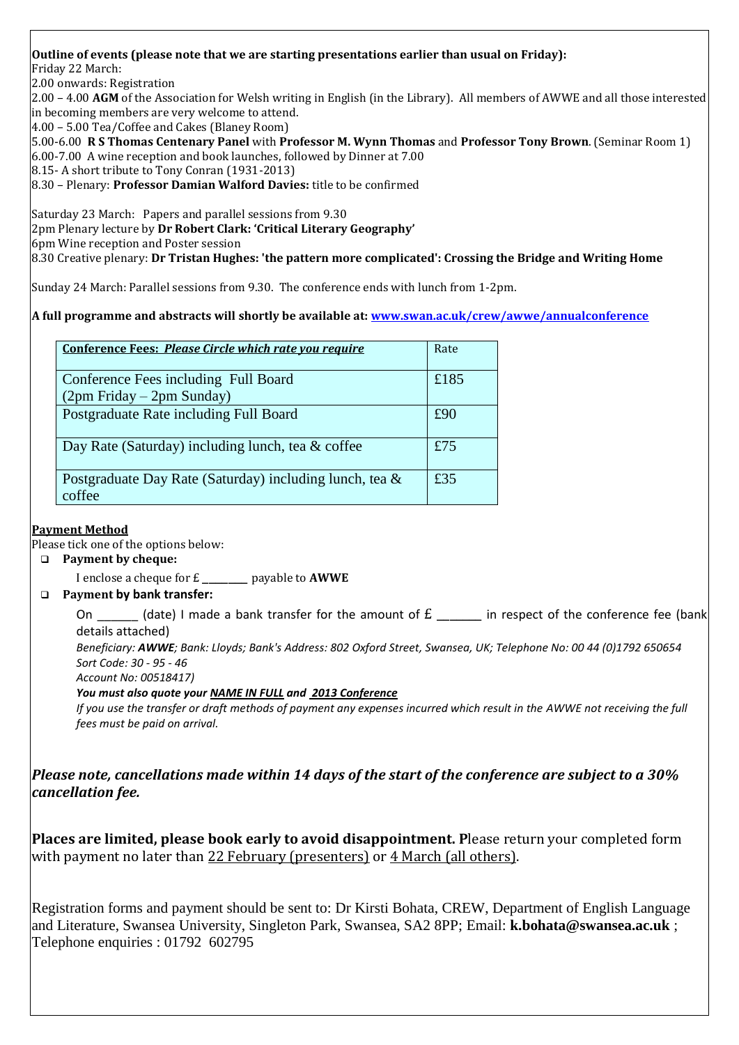**Outline of events (please note that we are starting presentations earlier than usual on Friday):**

Friday 22 March:

2.00 onwards: Registration

2.00 – 4.00 **AGM** of the Association for Welsh writing in English (in the Library). All members of AWWE and all those interested in becoming members are very welcome to attend.

4.00 – 5.00 Tea/Coffee and Cakes (Blaney Room)

5.00-6.00 **R S Thomas Centenary Panel** with **Professor M. Wynn Thomas** and **Professor Tony Brown**. (Seminar Room 1)

6.00-7.00 A wine reception and book launches, followed by Dinner at 7.00

8.15- A short tribute to Tony Conran (1931-2013)

8.30 – Plenary: **Professor Damian Walford Davies:** title to be confirmed

Saturday 23 March: Papers and parallel sessions from 9.30

2pm Plenary lecture by **Dr Robert Clark: 'Critical Literary Geography'**

6pm Wine reception and Poster session

8.30 Creative plenary: **Dr Tristan Hughes: 'the pattern more complicated': Crossing the Bridge and Writing Home**

Sunday 24 March: Parallel sessions from 9.30. The conference ends with lunch from 1-2pm.

**A full programme and abstracts will shortly be available at: www.swan.ac.uk/crew/awwe/annualconference**

| **Conference Fees: *Please Circle which rate you require*** | Rate |
|---|---|
| Conference Fees including Full Board (2pm Friday – 2pm Sunday) | £185 |
| Postgraduate Rate including Full Board | £90 |
| Day Rate (Saturday) including lunch, tea & coffee | £75 |
| Postgraduate Day Rate (Saturday) including lunch, tea & coffee | £35 |

**Payment Method**

Please tick one of the options below:

- **Payment by cheque:**

  I enclose a cheque for £ ________ payable to **AWWE**

- **Payment by bank transfer:**

  On ______ (date) I made a bank transfer for the amount of £ ______ in respect of the conference fee (bank details attached)

  *Beneficiary:* ***AWWE****; Bank: Lloyds; Bank's Address: 802 Oxford Street, Swansea, UK; Telephone No: 00 44 (0)1792 650654*
  *Sort Code: 30 - 95 - 46*
  *Account No: 00518417)*
  ***You must also quote your NAME IN FULL and 2013 Conference***
  *If you use the transfer or draft methods of payment any expenses incurred which result in the AWWE not receiving the full fees must be paid on arrival.*

***Please note, cancellations made within 14 days of the start of the conference are subject to a 30% cancellation fee.***

**Places are limited, please book early to avoid disappointment. P**lease return your completed form with payment no later than 22 February (presenters) or 4 March (all others).

Registration forms and payment should be sent to: Dr Kirsti Bohata, CREW, Department of English Language and Literature, Swansea University, Singleton Park, Swansea, SA2 8PP; Email: **k.bohata@swansea.ac.uk** ; Telephone enquiries : 01792 602795